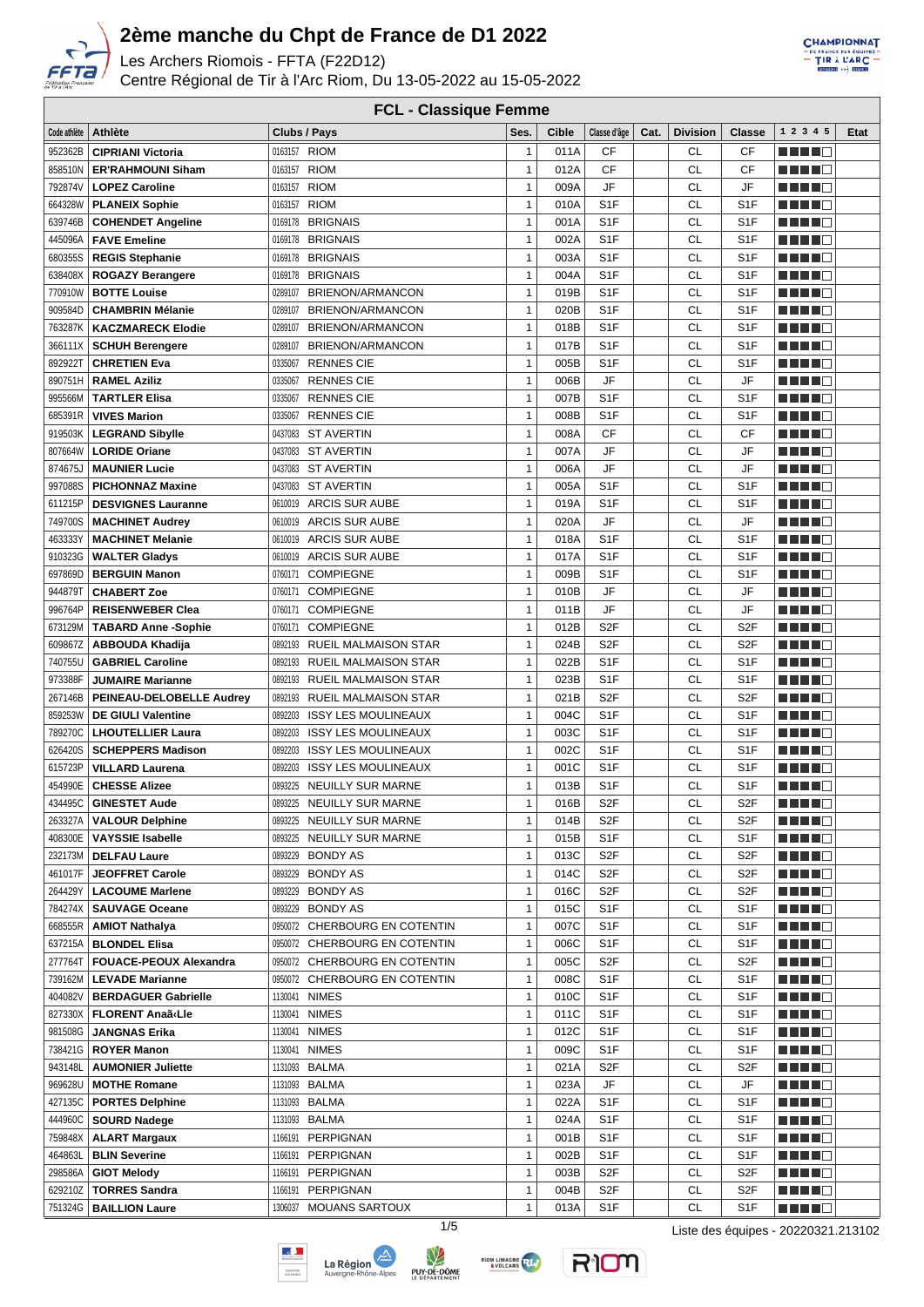# 2ème manche du Chpt de France de D1 2022

Les Archers Riomois - FFTA (F22D12)

Centre Régional de Tir à l'Arc Riom, Du 13-05-2022 au 15-05-2022

## FCL - Classique Femme

| Code athlète | Athlète | Clubs / Pays | Ses. | Cible | Classe d'âge | Cat. | Division | Classe | 1 2 3 4 5 | Etat |
|---|---|---|---|---|---|---|---|---|---|---|
| 952362B | **CIPRIANI Victoria** | 0163157 RIOM | 1 | 011A | CF | | CL | CF | | |
| 858510N | **ER'RAHMOUNI Siham** | 0163157 RIOM | 1 | 012A | CF | | CL | CF | | |
| 792874V | **LOPEZ Caroline** | 0163157 RIOM | 1 | 009A | JF | | CL | JF | | |
| 664328W | **PLANEIX Sophie** | 0163157 RIOM | 1 | 010A | S1F | | CL | S1F | | |
| 639746B | **COHENDET Angeline** | 0169178 BRIGNAIS | 1 | 001A | S1F | | CL | S1F | | |
| 445096A | **FAVE Emeline** | 0169178 BRIGNAIS | 1 | 002A | S1F | | CL | S1F | | |
| 680355S | **REGIS Stephanie** | 0169178 BRIGNAIS | 1 | 003A | S1F | | CL | S1F | | |
| 638408X | **ROGAZY Berangere** | 0169178 BRIGNAIS | 1 | 004A | S1F | | CL | S1F | | |
| 770910W | **BOTTE Louise** | 0289107 BRIENON/ARMANCON | 1 | 019B | S1F | | CL | S1F | | |
| 909584D | **CHAMBRIN Mélanie** | 0289107 BRIENON/ARMANCON | 1 | 020B | S1F | | CL | S1F | | |
| 763287K | **KACZMARECK Elodie** | 0289107 BRIENON/ARMANCON | 1 | 018B | S1F | | CL | S1F | | |
| 366111X | **SCHUH Berengere** | 0289107 BRIENON/ARMANCON | 1 | 017B | S1F | | CL | S1F | | |
| 892922T | **CHRETIEN Eva** | 0335067 RENNES CIE | 1 | 005B | S1F | | CL | S1F | | |
| 890751H | **RAMEL Aziliz** | 0335067 RENNES CIE | 1 | 006B | JF | | CL | JF | | |
| 995566M | **TARTLER Elisa** | 0335067 RENNES CIE | 1 | 007B | S1F | | CL | S1F | | |
| 685391R | **VIVES Marion** | 0335067 RENNES CIE | 1 | 008B | S1F | | CL | S1F | | |
| 919503K | **LEGRAND Sibylle** | 0437083 ST AVERTIN | 1 | 008A | CF | | CL | CF | | |
| 807664W | **LORIDE Oriane** | 0437083 ST AVERTIN | 1 | 007A | JF | | CL | JF | | |
| 874675J | **MAUNIER Lucie** | 0437083 ST AVERTIN | 1 | 006A | JF | | CL | JF | | |
| 997088S | **PICHONNAZ Maxine** | 0437083 ST AVERTIN | 1 | 005A | S1F | | CL | S1F | | |
| 611215P | **DESVIGNES Lauranne** | 0610019 ARCIS SUR AUBE | 1 | 019A | S1F | | CL | S1F | | |
| 749700S | **MACHINET Audrey** | 0610019 ARCIS SUR AUBE | 1 | 020A | JF | | CL | JF | | |
| 463333Y | **MACHINET Melanie** | 0610019 ARCIS SUR AUBE | 1 | 018A | S1F | | CL | S1F | | |
| 910323G | **WALTER Gladys** | 0610019 ARCIS SUR AUBE | 1 | 017A | S1F | | CL | S1F | | |
| 697869D | **BERGUIN Manon** | 0760171 COMPIEGNE | 1 | 009B | S1F | | CL | S1F | | |
| 944879T | **CHABERT Zoe** | 0760171 COMPIEGNE | 1 | 010B | JF | | CL | JF | | |
| 996764P | **REISENWEBER Clea** | 0760171 COMPIEGNE | 1 | 011B | JF | | CL | JF | | |
| 673129M | **TABARD Anne -Sophie** | 0760171 COMPIEGNE | 1 | 012B | S2F | | CL | S2F | | |
| 609867Z | **ABBOUDA Khadija** | 0892193 RUEIL MALMAISON STAR | 1 | 024B | S2F | | CL | S2F | | |
| 740755U | **GABRIEL Caroline** | 0892193 RUEIL MALMAISON STAR | 1 | 022B | S1F | | CL | S1F | | |
| 973388F | **JUMAIRE Marianne** | 0892193 RUEIL MALMAISON STAR | 1 | 023B | S1F | | CL | S1F | | |
| 267146B | **PEINEAU-DELOBELLE Audrey** | 0892193 RUEIL MALMAISON STAR | 1 | 021B | S2F | | CL | S2F | | |
| 859253W | **DE GIULI Valentine** | 0892203 ISSY LES MOULINEAUX | 1 | 004C | S1F | | CL | S1F | | |
| 789270C | **LHOUTELLIER Laura** | 0892203 ISSY LES MOULINEAUX | 1 | 003C | S1F | | CL | S1F | | |
| 626420S | **SCHEPPERS Madison** | 0892203 ISSY LES MOULINEAUX | 1 | 002C | S1F | | CL | S1F | | |
| 615723P | **VILLARD Laurena** | 0892203 ISSY LES MOULINEAUX | 1 | 001C | S1F | | CL | S1F | | |
| 454990E | **CHESSE Alizee** | 0893225 NEUILLY SUR MARNE | 1 | 013B | S1F | | CL | S1F | | |
| 434495C | **GINESTET Aude** | 0893225 NEUILLY SUR MARNE | 1 | 016B | S2F | | CL | S2F | | |
| 263327A | **VALOUR Delphine** | 0893225 NEUILLY SUR MARNE | 1 | 014B | S2F | | CL | S2F | | |
| 408300E | **VAYSSIE Isabelle** | 0893225 NEUILLY SUR MARNE | 1 | 015B | S1F | | CL | S1F | | |
| 232173M | **DELFAU Laure** | 0893229 BONDY AS | 1 | 013C | S2F | | CL | S2F | | |
| 461017F | **JEOFFRET Carole** | 0893229 BONDY AS | 1 | 014C | S2F | | CL | S2F | | |
| 264429Y | **LACOUME Marlene** | 0893229 BONDY AS | 1 | 016C | S2F | | CL | S2F | | |
| 784274X | **SAUVAGE Oceane** | 0893229 BONDY AS | 1 | 015C | S1F | | CL | S1F | | |
| 668555R | **AMIOT Nathalya** | 0950072 CHERBOURG EN COTENTIN | 1 | 007C | S1F | | CL | S1F | | |
| 637215A | **BLONDEL Elisa** | 0950072 CHERBOURG EN COTENTIN | 1 | 006C | S1F | | CL | S1F | | |
| 277764T | **FOUACE-PEOUX Alexandra** | 0950072 CHERBOURG EN COTENTIN | 1 | 005C | S2F | | CL | S2F | | |
| 739162M | **LEVADE Marianne** | 0950072 CHERBOURG EN COTENTIN | 1 | 008C | S1F | | CL | S1F | | |
| 404082V | **BERDAGUER Gabrielle** | 1130041 NIMES | 1 | 010C | S1F | | CL | S1F | | |
| 827330X | **FLORENT Anaã«Lle** | 1130041 NIMES | 1 | 011C | S1F | | CL | S1F | | |
| 981508G | **JANGNAS Erika** | 1130041 NIMES | 1 | 012C | S1F | | CL | S1F | | |
| 738421G | **ROYER Manon** | 1130041 NIMES | 1 | 009C | S1F | | CL | S1F | | |
| 943148L | **AUMONIER Juliette** | 1131093 BALMA | 1 | 021A | S2F | | CL | S2F | | |
| 969628U | **MOTHE Romane** | 1131093 BALMA | 1 | 023A | JF | | CL | JF | | |
| 427135C | **PORTES Delphine** | 1131093 BALMA | 1 | 022A | S1F | | CL | S1F | | |
| 444960C | **SOURD Nadege** | 1131093 BALMA | 1 | 024A | S1F | | CL | S1F | | |
| 759848X | **ALART Margaux** | 1166191 PERPIGNAN | 1 | 001B | S1F | | CL | S1F | | |
| 464863L | **BLIN Severine** | 1166191 PERPIGNAN | 1 | 002B | S1F | | CL | S1F | | |
| 298586A | **GIOT Melody** | 1166191 PERPIGNAN | 1 | 003B | S2F | | CL | S2F | | |
| 629210Z | **TORRES Sandra** | 1166191 PERPIGNAN | 1 | 004B | S2F | | CL | S2F | | |
| 751324G | **BAILLION Laure** | 1306037 MOUANS SARTOUX | 1 | 013A | S1F | | CL | S1F | | |

Liste des équipes - 20220321.213102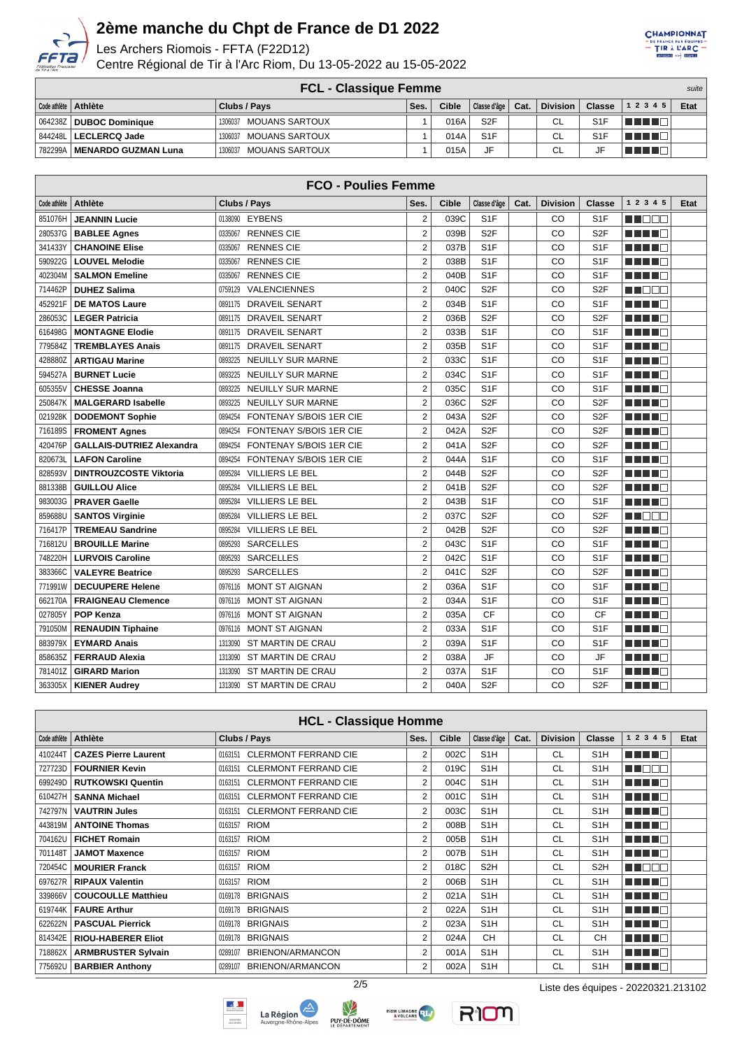# 2ème manche du Chpt de France de D1 2022

Les Archers Riomois - FFTA (F22D12)

Centre Régional de Tir à l'Arc Riom, Du 13-05-2022 au 15-05-2022

## FCL - Classique Femme

*suite*

| Code athlète | Athlète | Clubs / Pays | Ses. | Cible | Classe d'âge | Cat. | Division | Classe | 1 2 3 4 5 | Etat |
|---|---|---|---|---|---|---|---|---|---|---|
| 064238Z | DUBOC Dominique | 1306037 MOUANS SARTOUX | 1 | 016A | S2F | | CL | S1F | ■■■■□ | |
| 844248L | LECLERCQ Jade | 1306037 MOUANS SARTOUX | 1 | 014A | S1F | | CL | S1F | ■■■■□ | |
| 782299A | MENARDO GUZMAN Luna | 1306037 MOUANS SARTOUX | 1 | 015A | JF | | CL | JF | ■■■■□ | |

## FCO - Poulies Femme

| Code athlète | Athlète | Clubs / Pays | Ses. | Cible | Classe d'âge | Cat. | Division | Classe | 1 2 3 4 5 | Etat |
|---|---|---|---|---|---|---|---|---|---|---|
| 851076H | JEANNIN Lucie | 0138090 EYBENS | 2 | 039C | S1F | | CO | S1F | ■■□□□ | |
| 280537G | BABLEE Agnes | 0335067 RENNES CIE | 2 | 039B | S2F | | CO | S2F | ■■■■□ | |
| 341433Y | CHANOINE Elise | 0335067 RENNES CIE | 2 | 037B | S1F | | CO | S1F | ■■■■□ | |
| 590922G | LOUVEL Melodie | 0335067 RENNES CIE | 2 | 038B | S1F | | CO | S1F | ■■■■□ | |
| 402304M | SALMON Emeline | 0335067 RENNES CIE | 2 | 040B | S1F | | CO | S1F | ■■■■□ | |
| 714462P | DUHEZ Salima | 0759129 VALENCIENNES | 2 | 040C | S2F | | CO | S2F | ■■□□□ | |
| 452921F | DE MATOS Laure | 0891175 DRAVEIL SENART | 2 | 034B | S1F | | CO | S1F | ■■■■□ | |
| 286053C | LEGER Patricia | 0891175 DRAVEIL SENART | 2 | 036B | S2F | | CO | S2F | ■■■■□ | |
| 616498G | MONTAGNE Elodie | 0891175 DRAVEIL SENART | 2 | 033B | S1F | | CO | S1F | ■■■■□ | |
| 779584Z | TREMBLAYES Anais | 0891175 DRAVEIL SENART | 2 | 035B | S1F | | CO | S1F | ■■■■□ | |
| 428880Z | ARTIGAU Marine | 0893225 NEUILLY SUR MARNE | 2 | 033C | S1F | | CO | S1F | ■■■■□ | |
| 594527A | BURNET Lucie | 0893225 NEUILLY SUR MARNE | 2 | 034C | S1F | | CO | S1F | ■■■■□ | |
| 605355V | CHESSE Joanna | 0893225 NEUILLY SUR MARNE | 2 | 035C | S1F | | CO | S1F | ■■■■□ | |
| 250847K | MALGERARD Isabelle | 0893225 NEUILLY SUR MARNE | 2 | 036C | S2F | | CO | S2F | ■■■■□ | |
| 021928K | DODEMONT Sophie | 0894254 FONTENAY S/BOIS 1ER CIE | 2 | 043A | S2F | | CO | S2F | ■■■■□ | |
| 716189S | FROMENT Agnes | 0894254 FONTENAY S/BOIS 1ER CIE | 2 | 042A | S2F | | CO | S2F | ■■■■□ | |
| 420476P | GALLAIS-DUTRIEZ Alexandra | 0894254 FONTENAY S/BOIS 1ER CIE | 2 | 041A | S2F | | CO | S2F | ■■■■□ | |
| 820673L | LAFON Caroline | 0894254 FONTENAY S/BOIS 1ER CIE | 2 | 044A | S1F | | CO | S1F | ■■■■□ | |
| 828593V | DINTROUZCOSTE Viktoria | 0895284 VILLIERS LE BEL | 2 | 044B | S2F | | CO | S2F | ■■■■□ | |
| 881338B | GUILLOU Alice | 0895284 VILLIERS LE BEL | 2 | 041B | S2F | | CO | S2F | ■■■■□ | |
| 983003G | PRAVER Gaelle | 0895284 VILLIERS LE BEL | 2 | 043B | S1F | | CO | S1F | ■■■■□ | |
| 859688U | SANTOS Virginie | 0895284 VILLIERS LE BEL | 2 | 037C | S2F | | CO | S2F | ■■□□□ | |
| 716417P | TREMEAU Sandrine | 0895284 VILLIERS LE BEL | 2 | 042B | S2F | | CO | S2F | ■■■■□ | |
| 716812U | BROUILLE Marine | 0895293 SARCELLES | 2 | 043C | S1F | | CO | S1F | ■■■■□ | |
| 748220H | LURVOIS Caroline | 0895293 SARCELLES | 2 | 042C | S1F | | CO | S1F | ■■■■□ | |
| 383366C | VALEYRE Beatrice | 0895293 SARCELLES | 2 | 041C | S2F | | CO | S2F | ■■■■□ | |
| 771991W | DECUUPERE Helene | 0976116 MONT ST AIGNAN | 2 | 036A | S1F | | CO | S1F | ■■■■□ | |
| 662170A | FRAIGNEAU Clemence | 0976116 MONT ST AIGNAN | 2 | 034A | S1F | | CO | S1F | ■■■■□ | |
| 027805Y | POP Kenza | 0976116 MONT ST AIGNAN | 2 | 035A | CF | | CO | CF | ■■■■□ | |
| 791050M | RENAUDIN Tiphaine | 0976116 MONT ST AIGNAN | 2 | 033A | S1F | | CO | S1F | ■■■■□ | |
| 883979X | EYMARD Anais | 1313090 ST MARTIN DE CRAU | 2 | 039A | S1F | | CO | S1F | ■■■■□ | |
| 858635Z | FERRAUD Alexia | 1313090 ST MARTIN DE CRAU | 2 | 038A | JF | | CO | JF | ■■■■□ | |
| 781401Z | GIRARD Marion | 1313090 ST MARTIN DE CRAU | 2 | 037A | S1F | | CO | S1F | ■■■■□ | |
| 363305X | KIENER Audrey | 1313090 ST MARTIN DE CRAU | 2 | 040A | S2F | | CO | S2F | ■■■■□ | |

## HCL - Classique Homme

| Code athlète | Athlète | Clubs / Pays | Ses. | Cible | Classe d'âge | Cat. | Division | Classe | 1 2 3 4 5 | Etat |
|---|---|---|---|---|---|---|---|---|---|---|
| 410244T | CAZES Pierre Laurent | 0163151 CLERMONT FERRAND CIE | 2 | 002C | S1H | | CL | S1H | ■■■■□ | |
| 727723D | FOURNIER Kevin | 0163151 CLERMONT FERRAND CIE | 2 | 019C | S1H | | CL | S1H | ■■□□□ | |
| 699249D | RUTKOWSKI Quentin | 0163151 CLERMONT FERRAND CIE | 2 | 004C | S1H | | CL | S1H | ■■■■□ | |
| 610427H | SANNA Michael | 0163151 CLERMONT FERRAND CIE | 2 | 001C | S1H | | CL | S1H | ■■■■□ | |
| 742797N | VAUTRIN Jules | 0163151 CLERMONT FERRAND CIE | 2 | 003C | S1H | | CL | S1H | ■■■■□ | |
| 443819M | ANTOINE Thomas | 0163157 RIOM | 2 | 008B | S1H | | CL | S1H | ■■■■□ | |
| 704162U | FICHET Romain | 0163157 RIOM | 2 | 005B | S1H | | CL | S1H | ■■■■□ | |
| 701148T | JAMOT Maxence | 0163157 RIOM | 2 | 007B | S1H | | CL | S1H | ■■■■□ | |
| 720454C | MOURIER Franck | 0163157 RIOM | 2 | 018C | S2H | | CL | S2H | ■■□□□ | |
| 697627R | RIPAUX Valentin | 0163157 RIOM | 2 | 006B | S1H | | CL | S1H | ■■■■□ | |
| 339866V | COUCOULLE Matthieu | 0169178 BRIGNAIS | 2 | 021A | S1H | | CL | S1H | ■■■■□ | |
| 619744K | FAURE Arthur | 0169178 BRIGNAIS | 2 | 022A | S1H | | CL | S1H | ■■■■□ | |
| 622622N | PASCUAL Pierrick | 0169178 BRIGNAIS | 2 | 023A | S1H | | CL | S1H | ■■■■□ | |
| 814342E | RIOU-HABERER Eliot | 0169178 BRIGNAIS | 2 | 024A | CH | | CL | CH | ■■■■□ | |
| 718862X | ARMBRUSTER Sylvain | 0289107 BRIENON/ARMANCON | 2 | 001A | S1H | | CL | S1H | ■■■■□ | |
| 775692U | BARBIER Anthony | 0289107 BRIENON/ARMANCON | 2 | 002A | S1H | | CL | S1H | ■■■■□ | |

Liste des équipes - 20220321.213102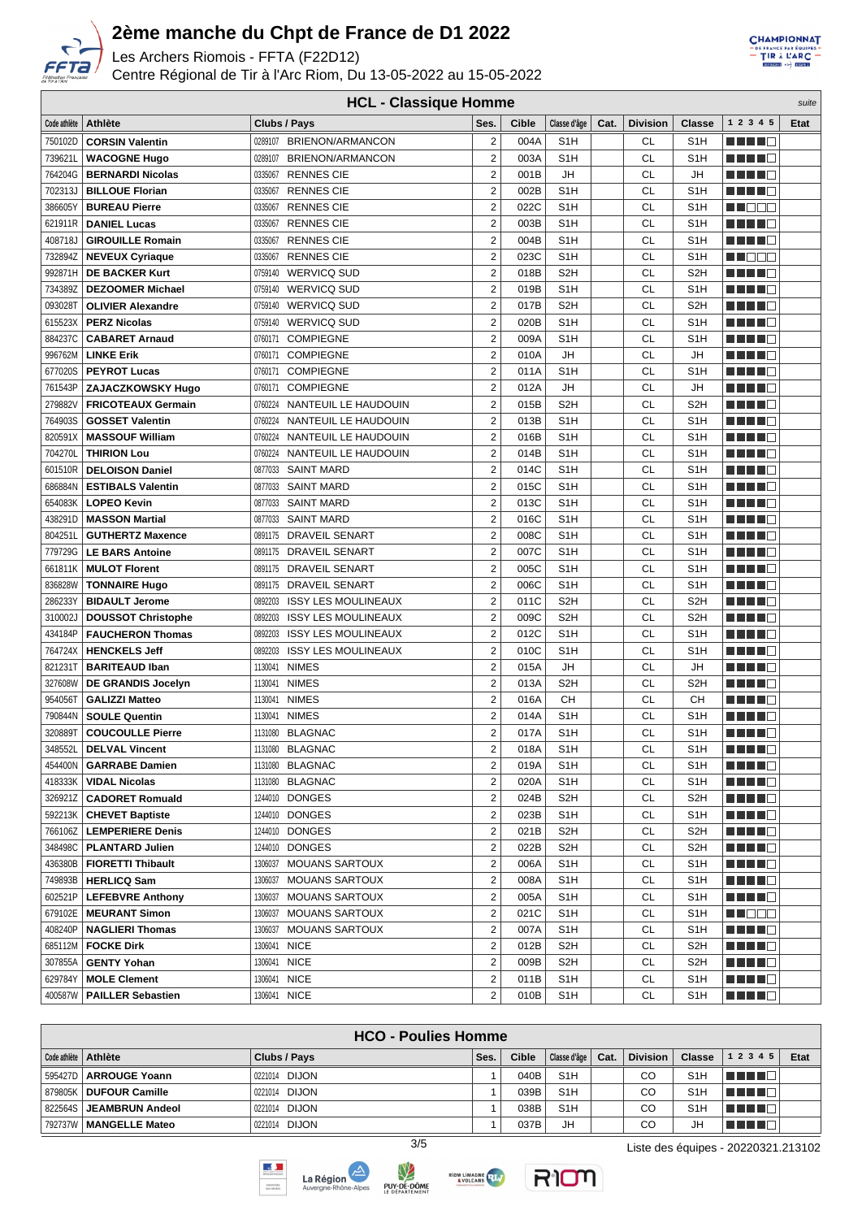# 2ème manche du Chpt de France de D1 2022

Les Archers Riomois - FFTA (F22D12)

Centre Régional de Tir à l'Arc Riom, Du 13-05-2022 au 15-05-2022

## HCL - Classique Homme

*suite*

| Code athlète | Athlète | Clubs / Pays | Ses. | Cible | Classe d'âge | Cat. | Division | Classe | 1 2 3 4 5 | Etat |
|---|---|---|---|---|---|---|---|---|---|---|
| 750102D | **CORSIN Valentin** | 0289107 BRIENON/ARMANCON | 2 | 004A | S1H | | CL | S1H | ■■■■□ | |
| 739621L | **WACOGNE Hugo** | 0289107 BRIENON/ARMANCON | 2 | 003A | S1H | | CL | S1H | ■■■■□ | |
| 764204G | **BERNARDI Nicolas** | 0335067 RENNES CIE | 2 | 001B | JH | | CL | JH | ■■■■□ | |
| 702313J | **BILLOUE Florian** | 0335067 RENNES CIE | 2 | 002B | S1H | | CL | S1H | ■■■■□ | |
| 386605Y | **BUREAU Pierre** | 0335067 RENNES CIE | 2 | 022C | S1H | | CL | S1H | ■■□□□ | |
| 621911R | **DANIEL Lucas** | 0335067 RENNES CIE | 2 | 003B | S1H | | CL | S1H | ■■■■□ | |
| 408718J | **GIROUILLE Romain** | 0335067 RENNES CIE | 2 | 004B | S1H | | CL | S1H | ■■■■□ | |
| 732894Z | **NEVEUX Cyriaque** | 0335067 RENNES CIE | 2 | 023C | S1H | | CL | S1H | ■■□□□ | |
| 992871H | **DE BACKER Kurt** | 0759140 WERVICQ SUD | 2 | 018B | S2H | | CL | S2H | ■■■■□ | |
| 734389Z | **DEZOOMER Michael** | 0759140 WERVICQ SUD | 2 | 019B | S1H | | CL | S1H | ■■■■□ | |
| 093028T | **OLIVIER Alexandre** | 0759140 WERVICQ SUD | 2 | 017B | S2H | | CL | S2H | ■■■■□ | |
| 615523X | **PERZ Nicolas** | 0759140 WERVICQ SUD | 2 | 020B | S1H | | CL | S1H | ■■■■□ | |
| 884237C | **CABARET Arnaud** | 0760171 COMPIEGNE | 2 | 009A | S1H | | CL | S1H | ■■■■□ | |
| 996762M | **LINKE Erik** | 0760171 COMPIEGNE | 2 | 010A | JH | | CL | JH | ■■■■□ | |
| 677020S | **PEYROT Lucas** | 0760171 COMPIEGNE | 2 | 011A | S1H | | CL | S1H | ■■■■□ | |
| 761543P | **ZAJACZKOWSKY Hugo** | 0760171 COMPIEGNE | 2 | 012A | JH | | CL | JH | ■■■■□ | |
| 279882V | **FRICOTEAUX Germain** | 0760224 NANTEUIL LE HAUDOUIN | 2 | 015B | S2H | | CL | S2H | ■■■■□ | |
| 764903S | **GOSSET Valentin** | 0760224 NANTEUIL LE HAUDOUIN | 2 | 013B | S1H | | CL | S1H | ■■■■□ | |
| 820591X | **MASSOUF William** | 0760224 NANTEUIL LE HAUDOUIN | 2 | 016B | S1H | | CL | S1H | ■■■■□ | |
| 704270L | **THIRION Lou** | 0760224 NANTEUIL LE HAUDOUIN | 2 | 014B | S1H | | CL | S1H | ■■■■□ | |
| 601510R | **DELOISON Daniel** | 0877033 SAINT MARD | 2 | 014C | S1H | | CL | S1H | ■■■■□ | |
| 686884N | **ESTIBALS Valentin** | 0877033 SAINT MARD | 2 | 015C | S1H | | CL | S1H | ■■■■□ | |
| 654083K | **LOPEO Kevin** | 0877033 SAINT MARD | 2 | 013C | S1H | | CL | S1H | ■■■■□ | |
| 438291D | **MASSON Martial** | 0877033 SAINT MARD | 2 | 016C | S1H | | CL | S1H | ■■■■□ | |
| 804251L | **GUTHERTZ Maxence** | 0891175 DRAVEIL SENART | 2 | 008C | S1H | | CL | S1H | ■■■■□ | |
| 779729G | **LE BARS Antoine** | 0891175 DRAVEIL SENART | 2 | 007C | S1H | | CL | S1H | ■■■■□ | |
| 661811K | **MULOT Florent** | 0891175 DRAVEIL SENART | 2 | 005C | S1H | | CL | S1H | ■■■■□ | |
| 836828W | **TONNAIRE Hugo** | 0891175 DRAVEIL SENART | 2 | 006C | S1H | | CL | S1H | ■■■■□ | |
| 286233Y | **BIDAULT Jerome** | 0892203 ISSY LES MOULINEAUX | 2 | 011C | S2H | | CL | S2H | ■■■■□ | |
| 310002J | **DOUSSOT Christophe** | 0892203 ISSY LES MOULINEAUX | 2 | 009C | S2H | | CL | S2H | ■■■■□ | |
| 434184P | **FAUCHERON Thomas** | 0892203 ISSY LES MOULINEAUX | 2 | 012C | S1H | | CL | S1H | ■■■■□ | |
| 764724X | **HENCKELS Jeff** | 0892203 ISSY LES MOULINEAUX | 2 | 010C | S1H | | CL | S1H | ■■■■□ | |
| 821231T | **BARITEAUD Iban** | 1130041 NIMES | 2 | 015A | JH | | CL | JH | ■■■■□ | |
| 327608W | **DE GRANDIS Jocelyn** | 1130041 NIMES | 2 | 013A | S2H | | CL | S2H | ■■■■□ | |
| 954056T | **GALIZZI Matteo** | 1130041 NIMES | 2 | 016A | CH | | CL | CH | ■■■■□ | |
| 790844N | **SOULE Quentin** | 1130041 NIMES | 2 | 014A | S1H | | CL | S1H | ■■■■□ | |
| 320889T | **COUCOULLE Pierre** | 1131080 BLAGNAC | 2 | 017A | S1H | | CL | S1H | ■■■■□ | |
| 348552L | **DELVAL Vincent** | 1131080 BLAGNAC | 2 | 018A | S1H | | CL | S1H | ■■■■□ | |
| 454400N | **GARRABE Damien** | 1131080 BLAGNAC | 2 | 019A | S1H | | CL | S1H | ■■■■□ | |
| 418333K | **VIDAL Nicolas** | 1131080 BLAGNAC | 2 | 020A | S1H | | CL | S1H | ■■■■□ | |
| 326921Z | **CADORET Romuald** | 1244010 DONGES | 2 | 024B | S2H | | CL | S2H | ■■■■□ | |
| 592213K | **CHEVET Baptiste** | 1244010 DONGES | 2 | 023B | S1H | | CL | S1H | ■■■■□ | |
| 766106Z | **LEMPERIERE Denis** | 1244010 DONGES | 2 | 021B | S2H | | CL | S2H | ■■■■□ | |
| 348498C | **PLANTARD Julien** | 1244010 DONGES | 2 | 022B | S2H | | CL | S2H | ■■■■□ | |
| 436380B | **FIORETTI Thibault** | 1306037 MOUANS SARTOUX | 2 | 006A | S1H | | CL | S1H | ■■■■□ | |
| 749893B | **HERLICQ Sam** | 1306037 MOUANS SARTOUX | 2 | 008A | S1H | | CL | S1H | ■■■■□ | |
| 602521P | **LEFEBVRE Anthony** | 1306037 MOUANS SARTOUX | 2 | 005A | S1H | | CL | S1H | ■■■■□ | |
| 679102E | **MEURANT Simon** | 1306037 MOUANS SARTOUX | 2 | 021C | S1H | | CL | S1H | ■■□□□ | |
| 408240P | **NAGLIERI Thomas** | 1306037 MOUANS SARTOUX | 2 | 007A | S1H | | CL | S1H | ■■■■□ | |
| 685112M | **FOCKE Dirk** | 1306041 NICE | 2 | 012B | S2H | | CL | S2H | ■■■■□ | |
| 307855A | **GENTY Yohan** | 1306041 NICE | 2 | 009B | S2H | | CL | S2H | ■■■■□ | |
| 629784Y | **MOLE Clement** | 1306041 NICE | 2 | 011B | S1H | | CL | S1H | ■■■■□ | |
| 400587W | **PAILLER Sebastien** | 1306041 NICE | 2 | 010B | S1H | | CL | S1H | ■■■■□ | |

## HCO - Poulies Homme

| Code athlète | Athlète | Clubs / Pays | Ses. | Cible | Classe d'âge | Cat. | Division | Classe | 1 2 3 4 5 | Etat |
|---|---|---|---|---|---|---|---|---|---|---|
| 595427D | **ARROUGE Yoann** | 0221014 DIJON | 1 | 040B | S1H | | CO | S1H | ■■■■□ | |
| 879805K | **DUFOUR Camille** | 0221014 DIJON | 1 | 039B | S1H | | CO | S1H | ■■■■□ | |
| 822564S | **JEAMBRUN Andeol** | 0221014 DIJON | 1 | 038B | S1H | | CO | S1H | ■■■■□ | |
| 792737W | **MANGELLE Mateo** | 0221014 DIJON | 1 | 037B | JH | | CO | JH | ■■■■□ | |

Liste des équipes - 20220321.213102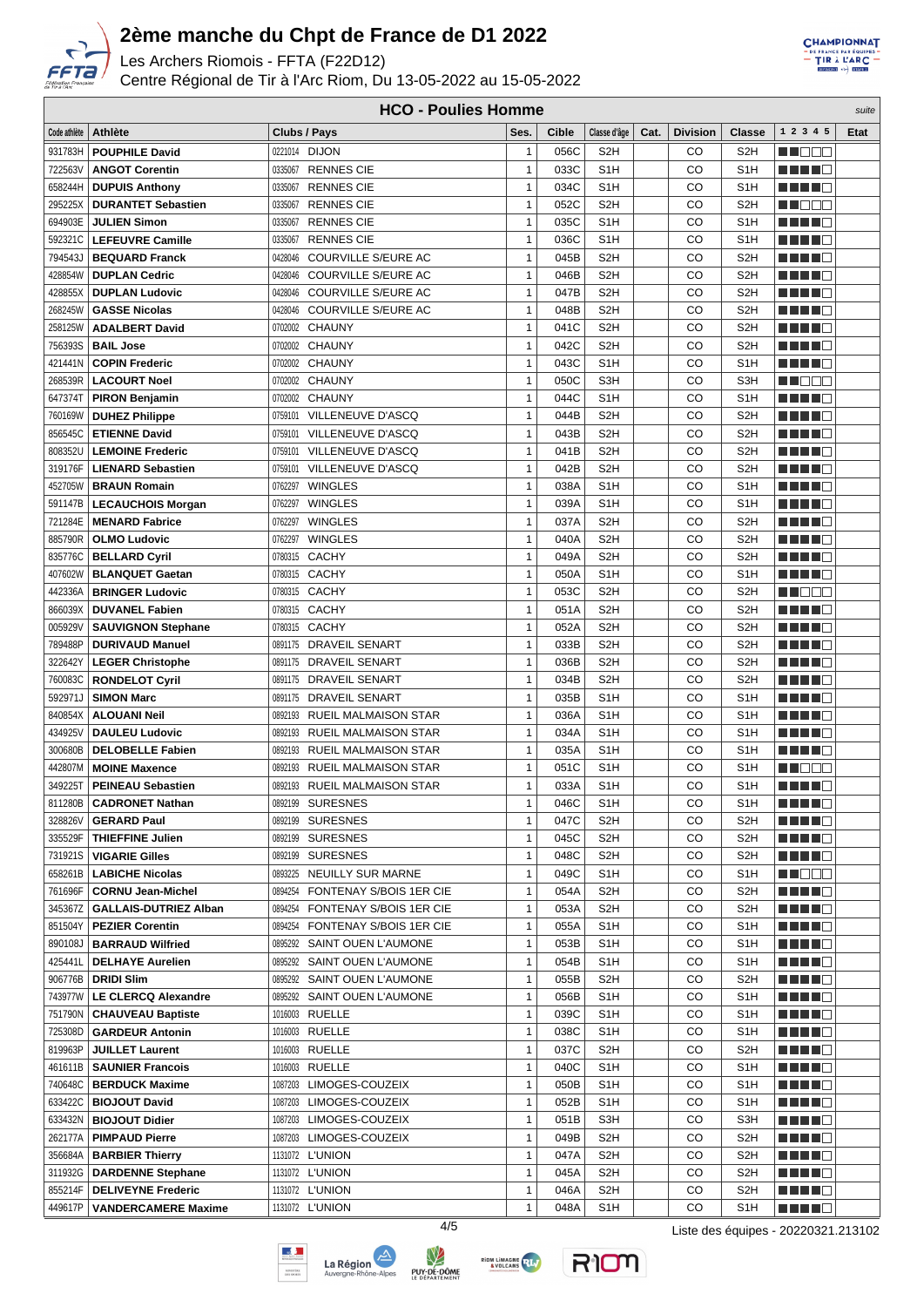# 2ème manche du Chpt de France de D1 2022

Les Archers Riomois - FFTA (F22D12)

Centre Régional de Tir à l'Arc Riom, Du 13-05-2022 au 15-05-2022

## HCO - Poulies Homme

*suite*

| Code athlète | Athlète | Clubs / Pays | Ses. | Cible | Classe d'âge | Cat. | Division | Classe | 1 2 3 4 5 | Etat |
|---|---|---|---|---|---|---|---|---|---|---|
| 931783H | **POUPHILE David** | 0221014 DIJON | 1 | 056C | S2H | | CO | S2H | ■■□□□ | |
| 722563V | **ANGOT Corentin** | 0335067 RENNES CIE | 1 | 033C | S1H | | CO | S1H | ■■■■□ | |
| 658244H | **DUPUIS Anthony** | 0335067 RENNES CIE | 1 | 034C | S1H | | CO | S1H | ■■■■□ | |
| 295225X | **DURANTET Sebastien** | 0335067 RENNES CIE | 1 | 052C | S2H | | CO | S2H | ■■□□□ | |
| 694903E | **JULIEN Simon** | 0335067 RENNES CIE | 1 | 035C | S1H | | CO | S1H | ■■■■□ | |
| 592321C | **LEFEUVRE Camille** | 0335067 RENNES CIE | 1 | 036C | S1H | | CO | S1H | ■■■■□ | |
| 794543J | **BEQUARD Franck** | 0428046 COURVILLE S/EURE AC | 1 | 045B | S2H | | CO | S2H | ■■■■□ | |
| 428854W | **DUPLAN Cedric** | 0428046 COURVILLE S/EURE AC | 1 | 046B | S2H | | CO | S2H | ■■■■□ | |
| 428855X | **DUPLAN Ludovic** | 0428046 COURVILLE S/EURE AC | 1 | 047B | S2H | | CO | S2H | ■■■■□ | |
| 268245W | **GASSE Nicolas** | 0428046 COURVILLE S/EURE AC | 1 | 048B | S2H | | CO | S2H | ■■■■□ | |
| 258125W | **ADALBERT David** | 0702002 CHAUNY | 1 | 041C | S2H | | CO | S2H | ■■■■□ | |
| 756393S | **BAIL Jose** | 0702002 CHAUNY | 1 | 042C | S2H | | CO | S2H | ■■■■□ | |
| 421441N | **COPIN Frederic** | 0702002 CHAUNY | 1 | 043C | S1H | | CO | S1H | ■■■■□ | |
| 268539R | **LACOURT Noel** | 0702002 CHAUNY | 1 | 050C | S3H | | CO | S3H | ■■□□□ | |
| 647374T | **PIRON Benjamin** | 0702002 CHAUNY | 1 | 044C | S1H | | CO | S1H | ■■■■□ | |
| 760169W | **DUHEZ Philippe** | 0759101 VILLENEUVE D'ASCQ | 1 | 044B | S2H | | CO | S2H | ■■■■□ | |
| 856545C | **ETIENNE David** | 0759101 VILLENEUVE D'ASCQ | 1 | 043B | S2H | | CO | S2H | ■■■■□ | |
| 808352U | **LEMOINE Frederic** | 0759101 VILLENEUVE D'ASCQ | 1 | 041B | S2H | | CO | S2H | ■■■■□ | |
| 319176F | **LIENARD Sebastien** | 0759101 VILLENEUVE D'ASCQ | 1 | 042B | S2H | | CO | S2H | ■■■■□ | |
| 452705W | **BRAUN Romain** | 0762297 WINGLES | 1 | 038A | S1H | | CO | S1H | ■■■■□ | |
| 591147B | **LECAUCHOIS Morgan** | 0762297 WINGLES | 1 | 039A | S1H | | CO | S1H | ■■■■□ | |
| 721284E | **MENARD Fabrice** | 0762297 WINGLES | 1 | 037A | S2H | | CO | S2H | ■■■■□ | |
| 885790R | **OLMO Ludovic** | 0762297 WINGLES | 1 | 040A | S2H | | CO | S2H | ■■■■□ | |
| 835776C | **BELLARD Cyril** | 0780315 CACHY | 1 | 049A | S2H | | CO | S2H | ■■■■□ | |
| 407602W | **BLANQUET Gaetan** | 0780315 CACHY | 1 | 050A | S1H | | CO | S1H | ■■■■□ | |
| 442336A | **BRINGER Ludovic** | 0780315 CACHY | 1 | 053C | S2H | | CO | S2H | ■■□□□ | |
| 866039X | **DUVANEL Fabien** | 0780315 CACHY | 1 | 051A | S2H | | CO | S2H | ■■■■□ | |
| 005929V | **SAUVIGNON Stephane** | 0780315 CACHY | 1 | 052A | S2H | | CO | S2H | ■■■■□ | |
| 789488P | **DURIVAUD Manuel** | 0891175 DRAVEIL SENART | 1 | 033B | S2H | | CO | S2H | ■■■■□ | |
| 322642Y | **LEGER Christophe** | 0891175 DRAVEIL SENART | 1 | 036B | S2H | | CO | S2H | ■■■■□ | |
| 760083C | **RONDELOT Cyril** | 0891175 DRAVEIL SENART | 1 | 034B | S2H | | CO | S2H | ■■■■□ | |
| 592971J | **SIMON Marc** | 0891175 DRAVEIL SENART | 1 | 035B | S1H | | CO | S1H | ■■■■□ | |
| 840854X | **ALOUANI Neil** | 0892193 RUEIL MALMAISON STAR | 1 | 036A | S1H | | CO | S1H | ■■■■□ | |
| 434925V | **DAULEU Ludovic** | 0892193 RUEIL MALMAISON STAR | 1 | 034A | S1H | | CO | S1H | ■■■■□ | |
| 300680B | **DELOBELLE Fabien** | 0892193 RUEIL MALMAISON STAR | 1 | 035A | S1H | | CO | S1H | ■■■■□ | |
| 442807M | **MOINE Maxence** | 0892193 RUEIL MALMAISON STAR | 1 | 051C | S1H | | CO | S1H | ■■□□□ | |
| 349225T | **PEINEAU Sebastien** | 0892193 RUEIL MALMAISON STAR | 1 | 033A | S1H | | CO | S1H | ■■■■□ | |
| 811280B | **CADRONET Nathan** | 0892199 SURESNES | 1 | 046C | S1H | | CO | S1H | ■■■■□ | |
| 328826V | **GERARD Paul** | 0892199 SURESNES | 1 | 047C | S2H | | CO | S2H | ■■■■□ | |
| 335529F | **THIEFFINE Julien** | 0892199 SURESNES | 1 | 045C | S2H | | CO | S2H | ■■■■□ | |
| 731921S | **VIGARIE Gilles** | 0892199 SURESNES | 1 | 048C | S2H | | CO | S2H | ■■■■□ | |
| 658261B | **LABICHE Nicolas** | 0893225 NEUILLY SUR MARNE | 1 | 049C | S1H | | CO | S1H | ■■□□□ | |
| 761696F | **CORNU Jean-Michel** | 0894254 FONTENAY S/BOIS 1ER CIE | 1 | 054A | S2H | | CO | S2H | ■■■■□ | |
| 345367Z | **GALLAIS-DUTRIEZ Alban** | 0894254 FONTENAY S/BOIS 1ER CIE | 1 | 053A | S2H | | CO | S2H | ■■■■□ | |
| 851504Y | **PEZIER Corentin** | 0894254 FONTENAY S/BOIS 1ER CIE | 1 | 055A | S1H | | CO | S1H | ■■■■□ | |
| 890108J | **BARRAUD Wilfried** | 0895292 SAINT OUEN L'AUMONE | 1 | 053B | S1H | | CO | S1H | ■■■■□ | |
| 425441L | **DELHAYE Aurelien** | 0895292 SAINT OUEN L'AUMONE | 1 | 054B | S1H | | CO | S1H | ■■■■□ | |
| 906776B | **DRIDI Slim** | 0895292 SAINT OUEN L'AUMONE | 1 | 055B | S2H | | CO | S2H | ■■■■□ | |
| 743977W | **LE CLERCQ Alexandre** | 0895292 SAINT OUEN L'AUMONE | 1 | 056B | S1H | | CO | S1H | ■■■■□ | |
| 751790N | **CHAUVEAU Baptiste** | 1016003 RUELLE | 1 | 039C | S1H | | CO | S1H | ■■■■□ | |
| 725308D | **GARDEUR Antonin** | 1016003 RUELLE | 1 | 038C | S1H | | CO | S1H | ■■■■□ | |
| 819963P | **JUILLET Laurent** | 1016003 RUELLE | 1 | 037C | S2H | | CO | S2H | ■■■■□ | |
| 461611B | **SAUNIER Francois** | 1016003 RUELLE | 1 | 040C | S1H | | CO | S1H | ■■■■□ | |
| 740648C | **BERDUCK Maxime** | 1087203 LIMOGES-COUZEIX | 1 | 050B | S1H | | CO | S1H | ■■■■□ | |
| 633422C | **BIOJOUT David** | 1087203 LIMOGES-COUZEIX | 1 | 052B | S1H | | CO | S1H | ■■■■□ | |
| 633432N | **BIOJOUT Didier** | 1087203 LIMOGES-COUZEIX | 1 | 051B | S3H | | CO | S3H | ■■■■□ | |
| 262177A | **PIMPAUD Pierre** | 1087203 LIMOGES-COUZEIX | 1 | 049B | S2H | | CO | S2H | ■■■■□ | |
| 356684A | **BARBIER Thierry** | 1131072 L'UNION | 1 | 047A | S2H | | CO | S2H | ■■■■□ | |
| 311932G | **DARDENNE Stephane** | 1131072 L'UNION | 1 | 045A | S2H | | CO | S2H | ■■■■□ | |
| 855214F | **DELIVEYNE Frederic** | 1131072 L'UNION | 1 | 046A | S2H | | CO | S2H | ■■■■□ | |
| 449617P | **VANDERCAMERE Maxime** | 1131072 L'UNION | 1 | 048A | S1H | | CO | S1H | ■■■■□ | |

Liste des équipes - 20220321.213102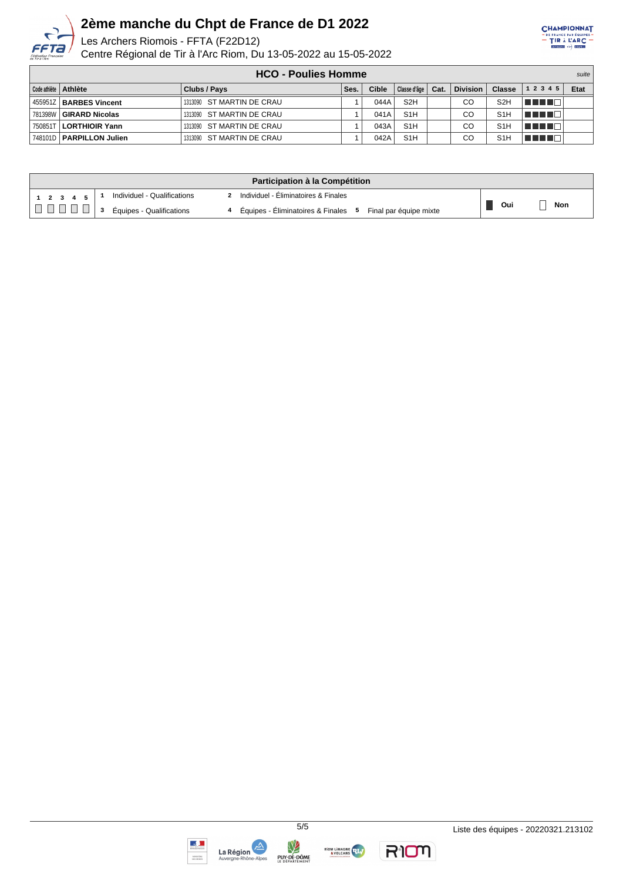# 2ème manche du Chpt de France de D1 2022

Les Archers Riomois - FFTA (F22D12)

Centre Régional de Tir à l'Arc Riom, Du 13-05-2022 au 15-05-2022

## HCO - Poulies Homme *suite*

| Code athlète | Athlète | Clubs / Pays | Ses. | Cible | Classe d'âge | Cat. | Division | Classe | 1 2 3 4 5 | Etat |
|---|---|---|---|---|---|---|---|---|---|---|
| 455951Z | **BARBES Vincent** | 1313090 ST MARTIN DE CRAU | 1 | 044A | S2H | | CO | S2H | ■■■■□ | |
| 781398W | **GIRARD Nicolas** | 1313090 ST MARTIN DE CRAU | 1 | 041A | S1H | | CO | S1H | ■■■■□ | |
| 750851T | **LORTHIOIR Yann** | 1313090 ST MARTIN DE CRAU | 1 | 043A | S1H | | CO | S1H | ■■■■□ | |
| 748101D | **PARPILLON Julien** | 1313090 ST MARTIN DE CRAU | 1 | 042A | S1H | | CO | S1H | ■■■■□ | |

**Participation à la Compétition**

| 1 2 3 4 5 | | | |
|---|---|---|---|
| □ □ □ □ □ | 1 Individuel - Qualifications | 2 Individuel - Éliminatoires & Finales | ■ Oui |
| | 3 Équipes - Qualifications | 4 Équipes - Éliminatoires & Finales 5 Final par équipe mixte | □ Non |

Liste des équipes - 20220321.213102